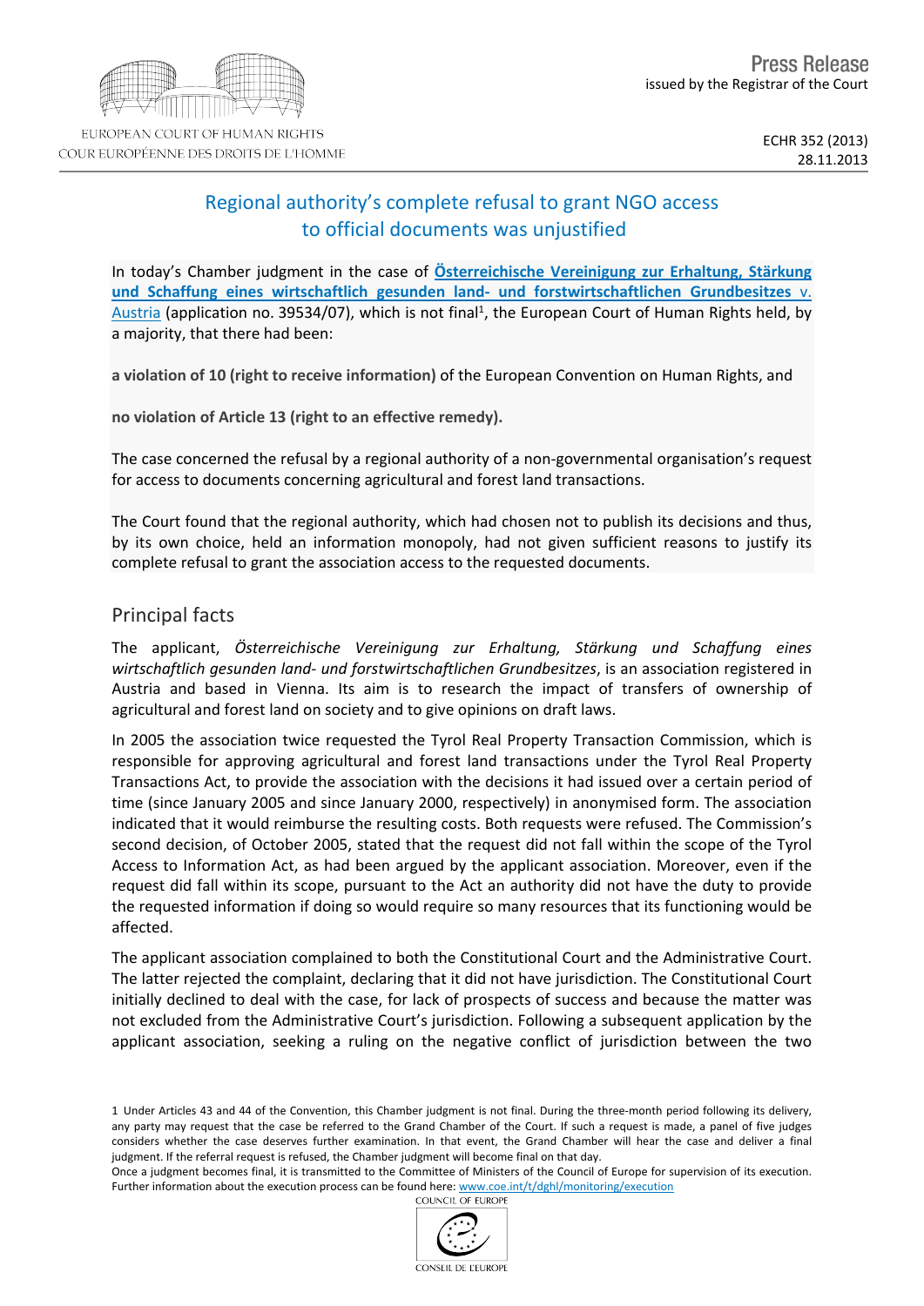Press Release
issued by the Registrar of the Court

ECHR 352 (2013)
28.11.2013

# Regional authority's complete refusal to grant NGO access to official documents was unjustified

In today's Chamber judgment in the case of **Österreichische Vereinigung zur Erhaltung, Stärkung und Schaffung eines wirtschaftlich gesunden land- und forstwirtschaftlichen Grundbesitzes v. Austria** (application no. 39534/07), which is not final[1], the European Court of Human Rights held, by a majority, that there had been:

**a violation of 10 (right to receive information)** of the European Convention on Human Rights, and

**no violation of Article 13 (right to an effective remedy).**

The case concerned the refusal by a regional authority of a non-governmental organisation's request for access to documents concerning agricultural and forest land transactions.

The Court found that the regional authority, which had chosen not to publish its decisions and thus, by its own choice, held an information monopoly, had not given sufficient reasons to justify its complete refusal to grant the association access to the requested documents.

## Principal facts

The applicant, *Österreichische Vereinigung zur Erhaltung, Stärkung und Schaffung eines wirtschaftlich gesunden land- und forstwirtschaftlichen Grundbesitzes*, is an association registered in Austria and based in Vienna. Its aim is to research the impact of transfers of ownership of agricultural and forest land on society and to give opinions on draft laws.

In 2005 the association twice requested the Tyrol Real Property Transaction Commission, which is responsible for approving agricultural and forest land transactions under the Tyrol Real Property Transactions Act, to provide the association with the decisions it had issued over a certain period of time (since January 2005 and since January 2000, respectively) in anonymised form. The association indicated that it would reimburse the resulting costs. Both requests were refused. The Commission's second decision, of October 2005, stated that the request did not fall within the scope of the Tyrol Access to Information Act, as had been argued by the applicant association. Moreover, even if the request did fall within its scope, pursuant to the Act an authority did not have the duty to provide the requested information if doing so would require so many resources that its functioning would be affected.

The applicant association complained to both the Constitutional Court and the Administrative Court. The latter rejected the complaint, declaring that it did not have jurisdiction. The Constitutional Court initially declined to deal with the case, for lack of prospects of success and because the matter was not excluded from the Administrative Court's jurisdiction. Following a subsequent application by the applicant association, seeking a ruling on the negative conflict of jurisdiction between the two

1 Under Articles 43 and 44 of the Convention, this Chamber judgment is not final. During the three-month period following its delivery, any party may request that the case be referred to the Grand Chamber of the Court. If such a request is made, a panel of five judges considers whether the case deserves further examination. In that event, the Grand Chamber will hear the case and deliver a final judgment. If the referral request is refused, the Chamber judgment will become final on that day.
Once a judgment becomes final, it is transmitted to the Committee of Ministers of the Council of Europe for supervision of its execution. Further information about the execution process can be found here: www.coe.int/t/dghl/monitoring/execution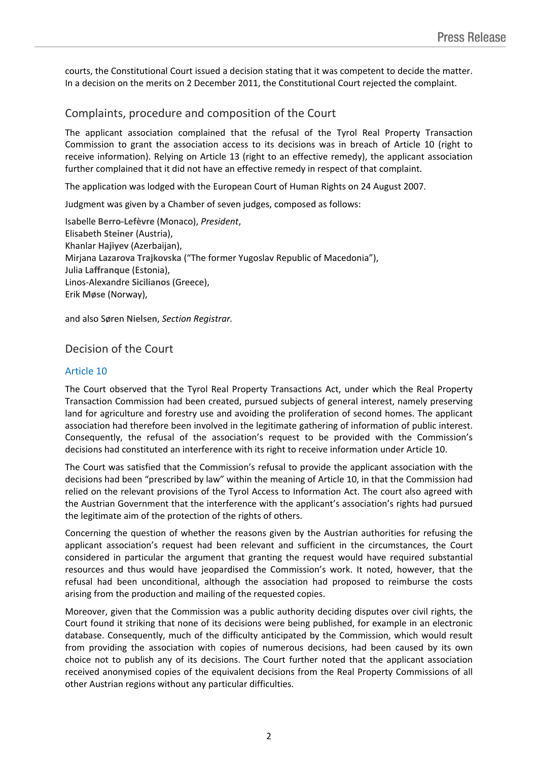courts, the Constitutional Court issued a decision stating that it was competent to decide the matter. In a decision on the merits on 2 December 2011, the Constitutional Court rejected the complaint.

## Complaints, procedure and composition of the Court

The applicant association complained that the refusal of the Tyrol Real Property Transaction Commission to grant the association access to its decisions was in breach of Article 10 (right to receive information). Relying on Article 13 (right to an effective remedy), the applicant association further complained that it did not have an effective remedy in respect of that complaint.

The application was lodged with the European Court of Human Rights on 24 August 2007.

Judgment was given by a Chamber of seven judges, composed as follows:

Isabelle **Berro-Lefèvre** (Monaco), *President*,
Elisabeth **Steiner** (Austria),
Khanlar **Hajiyev** (Azerbaijan),
Mirjana **Lazarova Trajkovska** ("The former Yugoslav Republic of Macedonia"),
Julia **Laffranque** (Estonia),
Linos-Alexandre **Sicilianos** (Greece),
Erik **Møse** (Norway),

and also Søren **Nielsen**, *Section Registrar.*

## Decision of the Court

### Article 10

The Court observed that the Tyrol Real Property Transactions Act, under which the Real Property Transaction Commission had been created, pursued subjects of general interest, namely preserving land for agriculture and forestry use and avoiding the proliferation of second homes. The applicant association had therefore been involved in the legitimate gathering of information of public interest. Consequently, the refusal of the association's request to be provided with the Commission's decisions had constituted an interference with its right to receive information under Article 10.

The Court was satisfied that the Commission's refusal to provide the applicant association with the decisions had been "prescribed by law" within the meaning of Article 10, in that the Commission had relied on the relevant provisions of the Tyrol Access to Information Act. The court also agreed with the Austrian Government that the interference with the applicant's association's rights had pursued the legitimate aim of the protection of the rights of others.

Concerning the question of whether the reasons given by the Austrian authorities for refusing the applicant association's request had been relevant and sufficient in the circumstances, the Court considered in particular the argument that granting the request would have required substantial resources and thus would have jeopardised the Commission's work. It noted, however, that the refusal had been unconditional, although the association had proposed to reimburse the costs arising from the production and mailing of the requested copies.

Moreover, given that the Commission was a public authority deciding disputes over civil rights, the Court found it striking that none of its decisions were being published, for example in an electronic database. Consequently, much of the difficulty anticipated by the Commission, which would result from providing the association with copies of numerous decisions, had been caused by its own choice not to publish any of its decisions. The Court further noted that the applicant association received anonymised copies of the equivalent decisions from the Real Property Commissions of all other Austrian regions without any particular difficulties.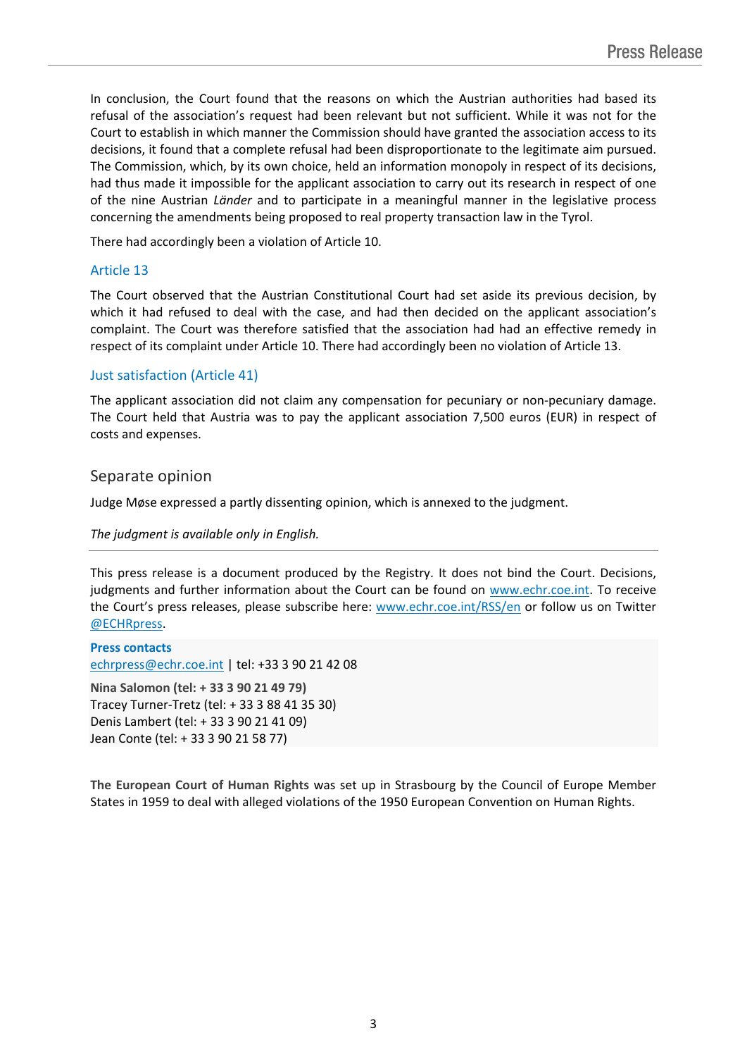In conclusion, the Court found that the reasons on which the Austrian authorities had based its refusal of the association's request had been relevant but not sufficient. While it was not for the Court to establish in which manner the Commission should have granted the association access to its decisions, it found that a complete refusal had been disproportionate to the legitimate aim pursued. The Commission, which, by its own choice, held an information monopoly in respect of its decisions, had thus made it impossible for the applicant association to carry out its research in respect of one of the nine Austrian *Länder* and to participate in a meaningful manner in the legislative process concerning the amendments being proposed to real property transaction law in the Tyrol.

There had accordingly been a violation of Article 10.

### Article 13

The Court observed that the Austrian Constitutional Court had set aside its previous decision, by which it had refused to deal with the case, and had then decided on the applicant association's complaint. The Court was therefore satisfied that the association had had an effective remedy in respect of its complaint under Article 10. There had accordingly been no violation of Article 13.

### Just satisfaction (Article 41)

The applicant association did not claim any compensation for pecuniary or non-pecuniary damage. The Court held that Austria was to pay the applicant association 7,500 euros (EUR) in respect of costs and expenses.

## Separate opinion

Judge Møse expressed a partly dissenting opinion, which is annexed to the judgment.

*The judgment is available only in English.*

---

This press release is a document produced by the Registry. It does not bind the Court. Decisions, judgments and further information about the Court can be found on www.echr.coe.int. To receive the Court's press releases, please subscribe here: www.echr.coe.int/RSS/en or follow us on Twitter @ECHRpress.

**Press contacts**
echrpress@echr.coe.int | tel: +33 3 90 21 42 08

**Nina Salomon (tel: + 33 3 90 21 49 79)**
Tracey Turner-Tretz (tel: + 33 3 88 41 35 30)
Denis Lambert (tel: + 33 3 90 21 41 09)
Jean Conte (tel: + 33 3 90 21 58 77)

**The European Court of Human Rights** was set up in Strasbourg by the Council of Europe Member States in 1959 to deal with alleged violations of the 1950 European Convention on Human Rights.